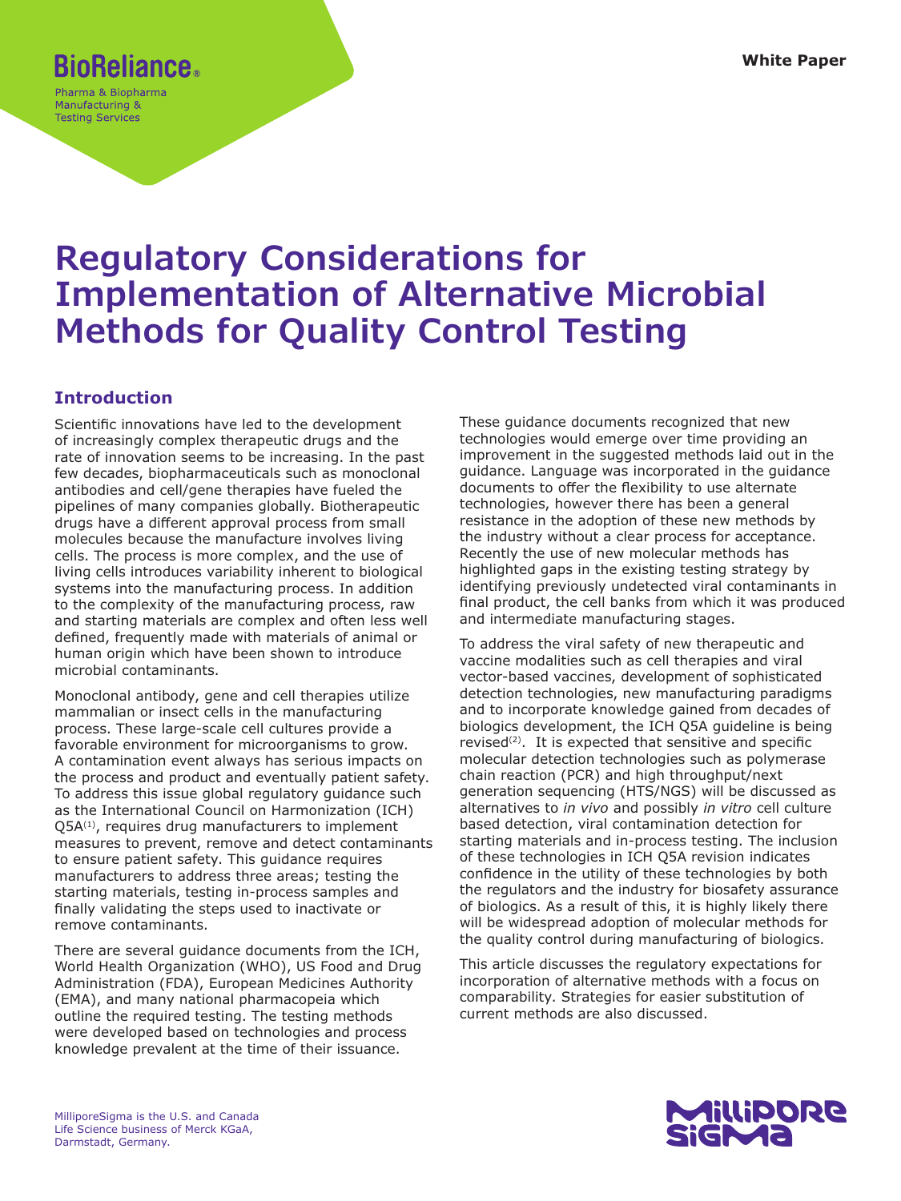BioReliance®

Pharma & Biopharma Manufacturing & Testing Services

White Paper

# Regulatory Considerations for Implementation of Alternative Microbial Methods for Quality Control Testing

## Introduction

Scientific innovations have led to the development of increasingly complex therapeutic drugs and the rate of innovation seems to be increasing. In the past few decades, biopharmaceuticals such as monoclonal antibodies and cell/gene therapies have fueled the pipelines of many companies globally. Biotherapeutic drugs have a different approval process from small molecules because the manufacture involves living cells. The process is more complex, and the use of living cells introduces variability inherent to biological systems into the manufacturing process. In addition to the complexity of the manufacturing process, raw and starting materials are complex and often less well defined, frequently made with materials of animal or human origin which have been shown to introduce microbial contaminants.

Monoclonal antibody, gene and cell therapies utilize mammalian or insect cells in the manufacturing process. These large-scale cell cultures provide a favorable environment for microorganisms to grow. A contamination event always has serious impacts on the process and product and eventually patient safety. To address this issue global regulatory guidance such as the International Council on Harmonization (ICH) Q5A[1], requires drug manufacturers to implement measures to prevent, remove and detect contaminants to ensure patient safety. This guidance requires manufacturers to address three areas; testing the starting materials, testing in-process samples and finally validating the steps used to inactivate or remove contaminants.

There are several guidance documents from the ICH, World Health Organization (WHO), US Food and Drug Administration (FDA), European Medicines Authority (EMA), and many national pharmacopeia which outline the required testing. The testing methods were developed based on technologies and process knowledge prevalent at the time of their issuance.

These guidance documents recognized that new technologies would emerge over time providing an improvement in the suggested methods laid out in the guidance. Language was incorporated in the guidance documents to offer the flexibility to use alternate technologies, however there has been a general resistance in the adoption of these new methods by the industry without a clear process for acceptance. Recently the use of new molecular methods has highlighted gaps in the existing testing strategy by identifying previously undetected viral contaminants in final product, the cell banks from which it was produced and intermediate manufacturing stages.

To address the viral safety of new therapeutic and vaccine modalities such as cell therapies and viral vector-based vaccines, development of sophisticated detection technologies, new manufacturing paradigms and to incorporate knowledge gained from decades of biologics development, the ICH Q5A guideline is being revised[2]. It is expected that sensitive and specific molecular detection technologies such as polymerase chain reaction (PCR) and high throughput/next generation sequencing (HTS/NGS) will be discussed as alternatives to *in vivo* and possibly *in vitro* cell culture based detection, viral contamination detection for starting materials and in-process testing. The inclusion of these technologies in ICH Q5A revision indicates confidence in the utility of these technologies by both the regulators and the industry for biosafety assurance of biologics. As a result of this, it is highly likely there will be widespread adoption of molecular methods for the quality control during manufacturing of biologics.

This article discusses the regulatory expectations for incorporation of alternative methods with a focus on comparability. Strategies for easier substitution of current methods are also discussed.

MilliporeSigma is the U.S. and Canada Life Science business of Merck KGaA, Darmstadt, Germany.

MilliporeSigma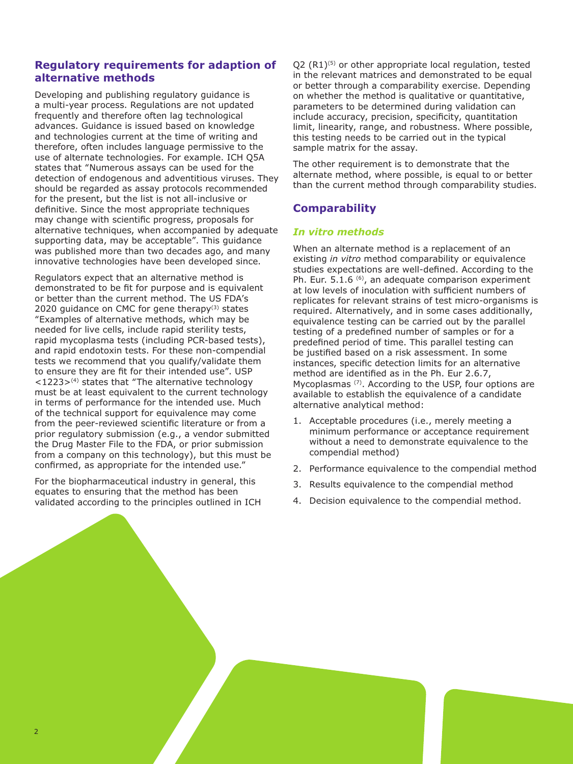## Regulatory requirements for adaption of alternative methods

Developing and publishing regulatory guidance is a multi-year process. Regulations are not updated frequently and therefore often lag technological advances. Guidance is issued based on knowledge and technologies current at the time of writing and therefore, often includes language permissive to the use of alternate technologies. For example. ICH Q5A states that "Numerous assays can be used for the detection of endogenous and adventitious viruses. They should be regarded as assay protocols recommended for the present, but the list is not all-inclusive or definitive. Since the most appropriate techniques may change with scientific progress, proposals for alternative techniques, when accompanied by adequate supporting data, may be acceptable". This guidance was published more than two decades ago, and many innovative technologies have been developed since.

Regulators expect that an alternative method is demonstrated to be fit for purpose and is equivalent or better than the current method. The US FDA's 2020 guidance on CMC for gene therapy[3] states "Examples of alternative methods, which may be needed for live cells, include rapid sterility tests, rapid mycoplasma tests (including PCR-based tests), and rapid endotoxin tests. For these non-compendial tests we recommend that you qualify/validate them to ensure they are fit for their intended use". USP <1223>[4] states that "The alternative technology must be at least equivalent to the current technology in terms of performance for the intended use. Much of the technical support for equivalence may come from the peer-reviewed scientific literature or from a prior regulatory submission (e.g., a vendor submitted the Drug Master File to the FDA, or prior submission from a company on this technology), but this must be confirmed, as appropriate for the intended use."

For the biopharmaceutical industry in general, this equates to ensuring that the method has been validated according to the principles outlined in ICH Q2 (R1)[5] or other appropriate local regulation, tested in the relevant matrices and demonstrated to be equal or better through a comparability exercise. Depending on whether the method is qualitative or quantitative, parameters to be determined during validation can include accuracy, precision, specificity, quantitation limit, linearity, range, and robustness. Where possible, this testing needs to be carried out in the typical sample matrix for the assay.

The other requirement is to demonstrate that the alternate method, where possible, is equal to or better than the current method through comparability studies.

## Comparability

### *In vitro methods*

When an alternate method is a replacement of an existing *in vitro* method comparability or equivalence studies expectations are well-defined. According to the Ph. Eur. 5.1.6 [6], an adequate comparison experiment at low levels of inoculation with sufficient numbers of replicates for relevant strains of test micro-organisms is required. Alternatively, and in some cases additionally, equivalence testing can be carried out by the parallel testing of a predefined number of samples or for a predefined period of time. This parallel testing can be justified based on a risk assessment. In some instances, specific detection limits for an alternative method are identified as in the Ph. Eur 2.6.7, Mycoplasmas [7]. According to the USP, four options are available to establish the equivalence of a candidate alternative analytical method:

1. Acceptable procedures (i.e., merely meeting a minimum performance or acceptance requirement without a need to demonstrate equivalence to the compendial method)
2. Performance equivalence to the compendial method
3. Results equivalence to the compendial method
4. Decision equivalence to the compendial method.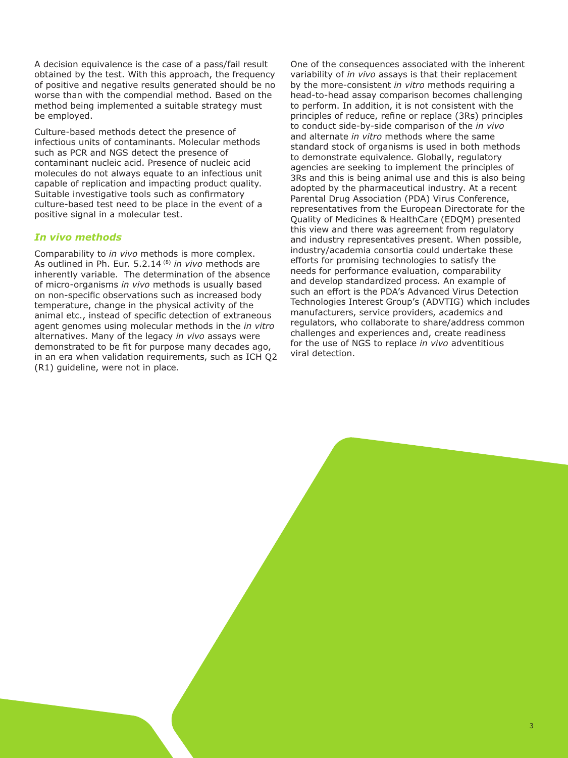A decision equivalence is the case of a pass/fail result obtained by the test. With this approach, the frequency of positive and negative results generated should be no worse than with the compendial method. Based on the method being implemented a suitable strategy must be employed.

Culture-based methods detect the presence of infectious units of contaminants. Molecular methods such as PCR and NGS detect the presence of contaminant nucleic acid. Presence of nucleic acid molecules do not always equate to an infectious unit capable of replication and impacting product quality. Suitable investigative tools such as confirmatory culture-based test need to be place in the event of a positive signal in a molecular test.

### *In vivo methods*

Comparability to *in vivo* methods is more complex. As outlined in Ph. Eur. 5.2.14 [8] *in vivo* methods are inherently variable. The determination of the absence of micro-organisms *in vivo* methods is usually based on non-specific observations such as increased body temperature, change in the physical activity of the animal etc., instead of specific detection of extraneous agent genomes using molecular methods in the *in vitro* alternatives. Many of the legacy *in vivo* assays were demonstrated to be fit for purpose many decades ago, in an era when validation requirements, such as ICH Q2 (R1) guideline, were not in place.

One of the consequences associated with the inherent variability of *in vivo* assays is that their replacement by the more-consistent *in vitro* methods requiring a head-to-head assay comparison becomes challenging to perform. In addition, it is not consistent with the principles of reduce, refine or replace (3Rs) principles to conduct side-by-side comparison of the *in vivo* and alternate *in vitro* methods where the same standard stock of organisms is used in both methods to demonstrate equivalence. Globally, regulatory agencies are seeking to implement the principles of 3Rs and this is being animal use and this is also being adopted by the pharmaceutical industry. At a recent Parental Drug Association (PDA) Virus Conference, representatives from the European Directorate for the Quality of Medicines & HealthCare (EDQM) presented this view and there was agreement from regulatory and industry representatives present. When possible, industry/academia consortia could undertake these efforts for promising technologies to satisfy the needs for performance evaluation, comparability and develop standardized process. An example of such an effort is the PDA's Advanced Virus Detection Technologies Interest Group's (ADVTIG) which includes manufacturers, service providers, academics and regulators, who collaborate to share/address common challenges and experiences and, create readiness for the use of NGS to replace *in vivo* adventitious viral detection.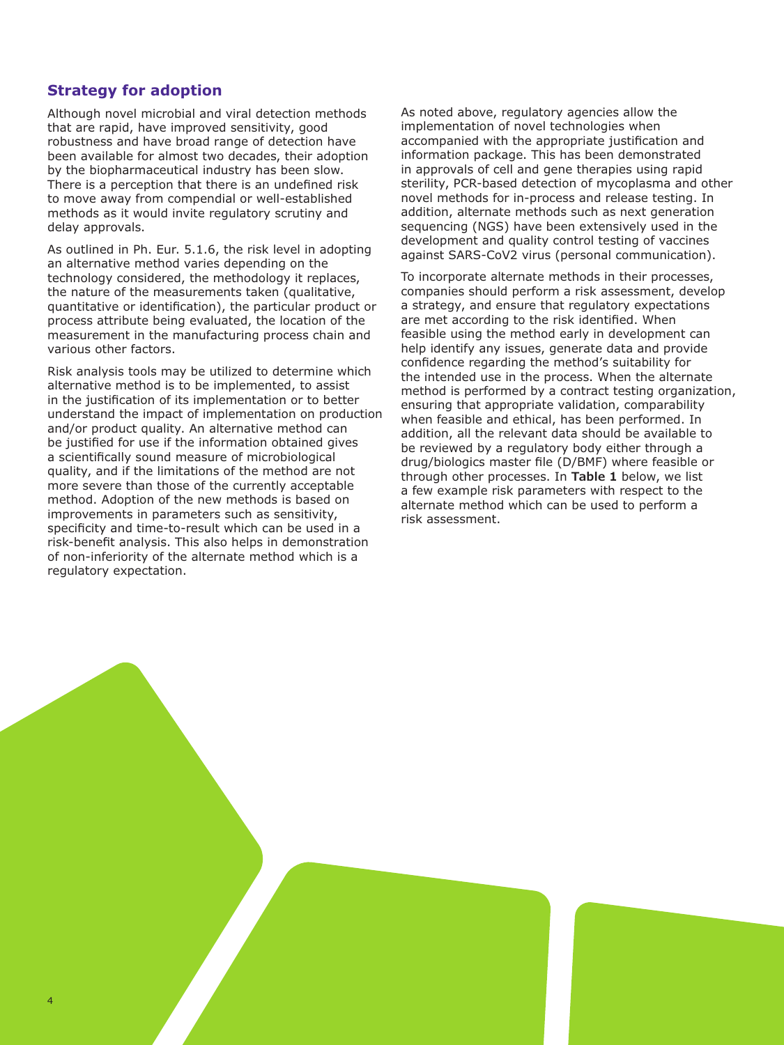## Strategy for adoption

Although novel microbial and viral detection methods that are rapid, have improved sensitivity, good robustness and have broad range of detection have been available for almost two decades, their adoption by the biopharmaceutical industry has been slow. There is a perception that there is an undefined risk to move away from compendial or well-established methods as it would invite regulatory scrutiny and delay approvals.

As outlined in Ph. Eur. 5.1.6, the risk level in adopting an alternative method varies depending on the technology considered, the methodology it replaces, the nature of the measurements taken (qualitative, quantitative or identification), the particular product or process attribute being evaluated, the location of the measurement in the manufacturing process chain and various other factors.

Risk analysis tools may be utilized to determine which alternative method is to be implemented, to assist in the justification of its implementation or to better understand the impact of implementation on production and/or product quality. An alternative method can be justified for use if the information obtained gives a scientifically sound measure of microbiological quality, and if the limitations of the method are not more severe than those of the currently acceptable method. Adoption of the new methods is based on improvements in parameters such as sensitivity, specificity and time-to-result which can be used in a risk-benefit analysis. This also helps in demonstration of non-inferiority of the alternate method which is a regulatory expectation.

As noted above, regulatory agencies allow the implementation of novel technologies when accompanied with the appropriate justification and information package. This has been demonstrated in approvals of cell and gene therapies using rapid sterility, PCR-based detection of mycoplasma and other novel methods for in-process and release testing. In addition, alternate methods such as next generation sequencing (NGS) have been extensively used in the development and quality control testing of vaccines against SARS-CoV2 virus (personal communication).

To incorporate alternate methods in their processes, companies should perform a risk assessment, develop a strategy, and ensure that regulatory expectations are met according to the risk identified. When feasible using the method early in development can help identify any issues, generate data and provide confidence regarding the method's suitability for the intended use in the process. When the alternate method is performed by a contract testing organization, ensuring that appropriate validation, comparability when feasible and ethical, has been performed. In addition, all the relevant data should be available to be reviewed by a regulatory body either through a drug/biologics master file (D/BMF) where feasible or through other processes. In **Table 1** below, we list a few example risk parameters with respect to the alternate method which can be used to perform a risk assessment.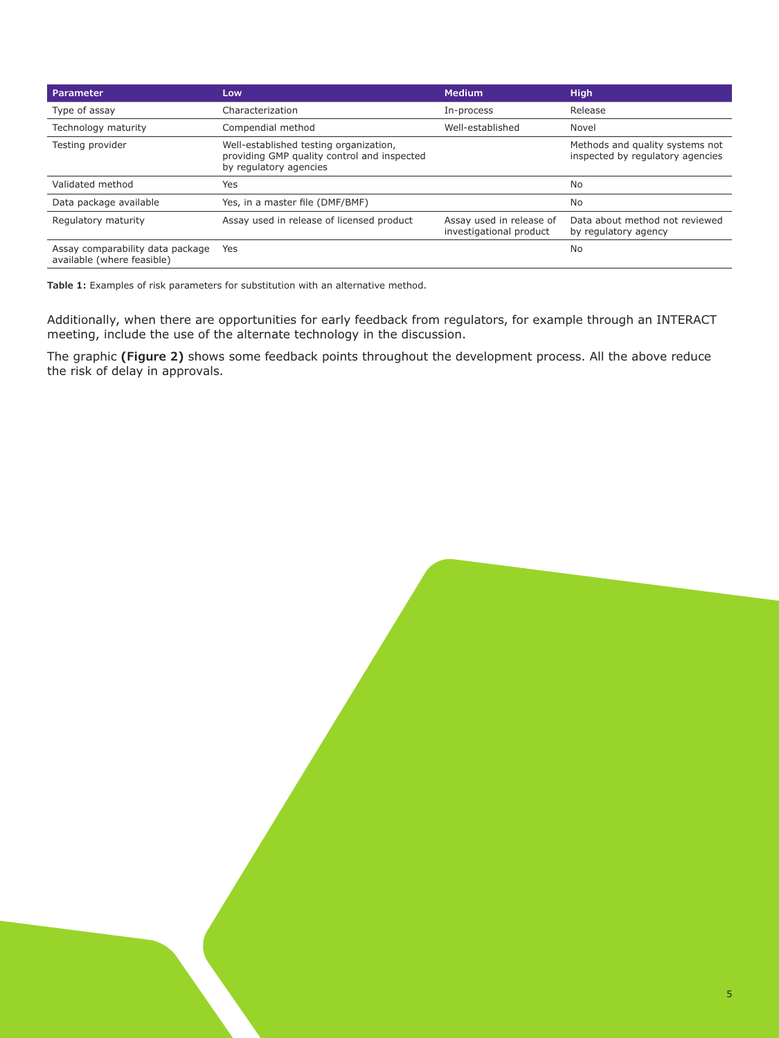| Parameter | Low | Medium | High |
|---|---|---|---|
| Type of assay | Characterization | In-process | Release |
| Technology maturity | Compendial method | Well-established | Novel |
| Testing provider | Well-established testing organization, providing GMP quality control and inspected by regulatory agencies | | Methods and quality systems not inspected by regulatory agencies |
| Validated method | Yes | | No |
| Data package available | Yes, in a master file (DMF/BMF) | | No |
| Regulatory maturity | Assay used in release of licensed product | Assay used in release of investigational product | Data about method not reviewed by regulatory agency |
| Assay comparability data package available (where feasible) | Yes | | No |

**Table 1:** Examples of risk parameters for substitution with an alternative method.

Additionally, when there are opportunities for early feedback from regulators, for example through an INTERACT meeting, include the use of the alternate technology in the discussion.

The graphic **(Figure 2)** shows some feedback points throughout the development process. All the above reduce the risk of delay in approvals.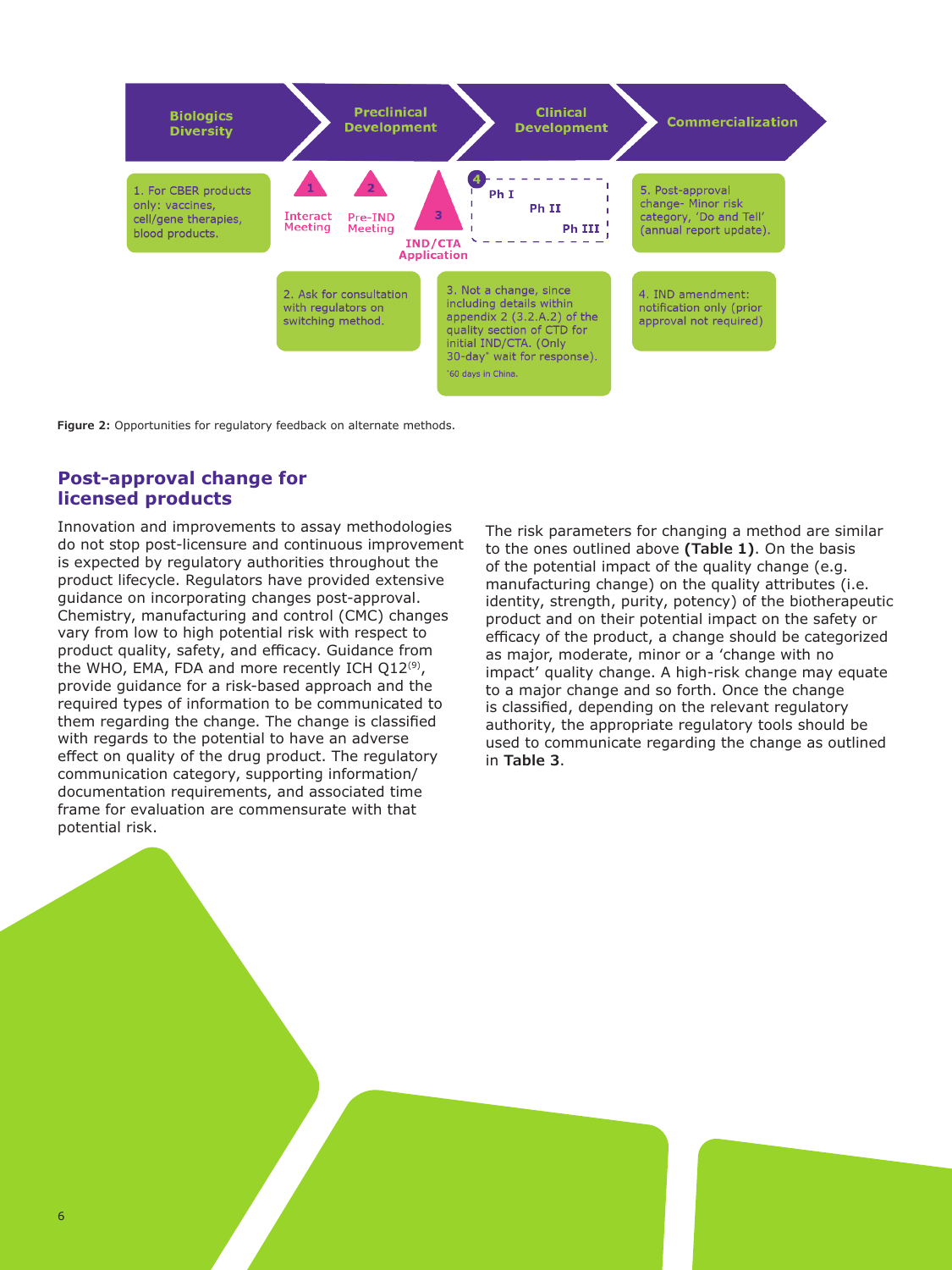Biologics Diversity | Preclinical Development | Clinical Development | Commercialization

1. For CBER products only: vaccines, cell/gene therapies, blood products.

1 Interact Meeting

2 Pre-IND Meeting

3 IND/CTA Application

4 Ph I, Ph II, Ph III

5. Post-approval change- Minor risk category, 'Do and Tell' (annual report update).

2. Ask for consultation with regulators on switching method.

3. Not a change, since including details within appendix 2 (3.2.A.2) of the quality section of CTD for initial IND/CTA. (Only 30-day* wait for response).
*60 days in China.

4. IND amendment: notification only (prior approval not required)

**Figure 2:** Opportunities for regulatory feedback on alternate methods.

## Post-approval change for licensed products

Innovation and improvements to assay methodologies do not stop post-licensure and continuous improvement is expected by regulatory authorities throughout the product lifecycle. Regulators have provided extensive guidance on incorporating changes post-approval. Chemistry, manufacturing and control (CMC) changes vary from low to high potential risk with respect to product quality, safety, and efficacy. Guidance from the WHO, EMA, FDA and more recently ICH Q12[9], provide guidance for a risk-based approach and the required types of information to be communicated to them regarding the change. The change is classified with regards to the potential to have an adverse effect on quality of the drug product. The regulatory communication category, supporting information/documentation requirements, and associated time frame for evaluation are commensurate with that potential risk.

The risk parameters for changing a method are similar to the ones outlined above **(Table 1)**. On the basis of the potential impact of the quality change (e.g. manufacturing change) on the quality attributes (i.e. identity, strength, purity, potency) of the biotherapeutic product and on their potential impact on the safety or efficacy of the product, a change should be categorized as major, moderate, minor or a 'change with no impact' quality change. A high-risk change may equate to a major change and so forth. Once the change is classified, depending on the relevant regulatory authority, the appropriate regulatory tools should be used to communicate regarding the change as outlined in **Table 3**.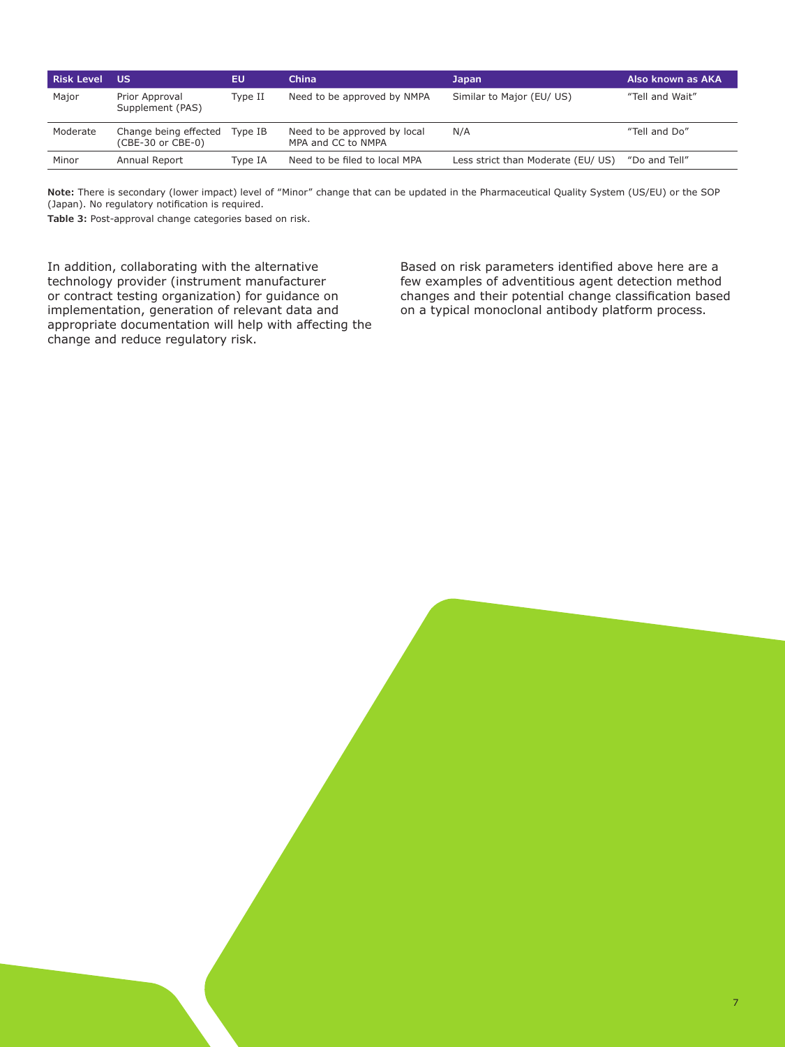| Risk Level | US | EU | China | Japan | Also known as AKA |
|---|---|---|---|---|---|
| Major | Prior Approval Supplement (PAS) | Type II | Need to be approved by NMPA | Similar to Major (EU/ US) | "Tell and Wait" |
| Moderate | Change being effected (CBE-30 or CBE-0) | Type IB | Need to be approved by local MPA and CC to NMPA | N/A | "Tell and Do" |
| Minor | Annual Report | Type IA | Need to be filed to local MPA | Less strict than Moderate (EU/ US) | "Do and Tell" |

**Note:** There is secondary (lower impact) level of "Minor" change that can be updated in the Pharmaceutical Quality System (US/EU) or the SOP (Japan). No regulatory notification is required.

**Table 3:** Post-approval change categories based on risk.

In addition, collaborating with the alternative technology provider (instrument manufacturer or contract testing organization) for guidance on implementation, generation of relevant data and appropriate documentation will help with affecting the change and reduce regulatory risk.

Based on risk parameters identified above here are a few examples of adventitious agent detection method changes and their potential change classification based on a typical monoclonal antibody platform process.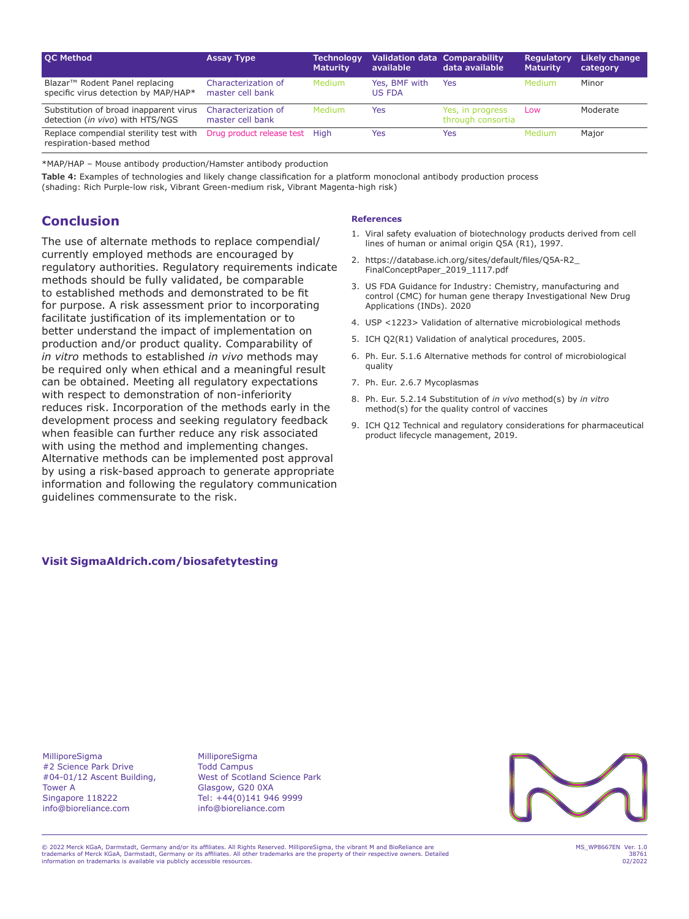| QC Method | Assay Type | Technology Maturity | Validation data available | Comparability data available | Regulatory Maturity | Likely change category |
| --- | --- | --- | --- | --- | --- | --- |
| Blazar™ Rodent Panel replacing specific virus detection by MAP/HAP* | Characterization of master cell bank | Medium | Yes, BMF with US FDA | Yes | Medium | Minor |
| Substitution of broad inapparent virus detection (*in vivo*) with HTS/NGS | Characterization of master cell bank | Medium | Yes | Yes, in progress through consortia | Low | Moderate |
| Replace compendial sterility test with respiration-based method | Drug product release test | High | Yes | Yes | Medium | Major |

*MAP/HAP – Mouse antibody production/Hamster antibody production

**Table 4:** Examples of technologies and likely change classification for a platform monoclonal antibody production process (shading: Rich Purple-low risk, Vibrant Green-medium risk, Vibrant Magenta-high risk)

## Conclusion

The use of alternate methods to replace compendial/currently employed methods are encouraged by regulatory authorities. Regulatory requirements indicate methods should be fully validated, be comparable to established methods and demonstrated to be fit for purpose. A risk assessment prior to incorporating facilitate justification of its implementation or to better understand the impact of implementation on production and/or product quality. Comparability of *in vitro* methods to established *in vivo* methods may be required only when ethical and a meaningful result can be obtained. Meeting all regulatory expectations with respect to demonstration of non-inferiority reduces risk. Incorporation of the methods early in the development process and seeking regulatory feedback when feasible can further reduce any risk associated with using the method and implementing changes. Alternative methods can be implemented post approval by using a risk-based approach to generate appropriate information and following the regulatory communication guidelines commensurate to the risk.

### References

1. Viral safety evaluation of biotechnology products derived from cell lines of human or animal origin Q5A (R1), 1997.
2. https://database.ich.org/sites/default/files/Q5A-R2_FinalConceptPaper_2019_1117.pdf
3. US FDA Guidance for Industry: Chemistry, manufacturing and control (CMC) for human gene therapy Investigational New Drug Applications (INDs). 2020
4. USP <1223> Validation of alternative microbiological methods
5. ICH Q2(R1) Validation of analytical procedures, 2005.
6. Ph. Eur. 5.1.6 Alternative methods for control of microbiological quality
7. Ph. Eur. 2.6.7 Mycoplasmas
8. Ph. Eur. 5.2.14 Substitution of *in vivo* method(s) by *in vitro* method(s) for the quality control of vaccines
9. ICH Q12 Technical and regulatory considerations for pharmaceutical product lifecycle management, 2019.

**Visit SigmaAldrich.com/biosafetytesting**

MilliporeSigma
#2 Science Park Drive
#04-01/12 Ascent Building,
Tower A
Singapore 118222
info@bioreliance.com

MilliporeSigma
Todd Campus
West of Scotland Science Park
Glasgow, G20 0XA
Tel: +44(0)141 946 9999
info@bioreliance.com

© 2022 Merck KGaA, Darmstadt, Germany and/or its affiliates. All Rights Reserved. MilliporeSigma, the vibrant M and BioReliance are trademarks of Merck KGaA, Darmstadt, Germany or its affiliates. All other trademarks are the property of their respective owners. Detailed information on trademarks is available via publicly accessible resources.

MS_WP8667EN Ver. 1.0
38761
02/2022